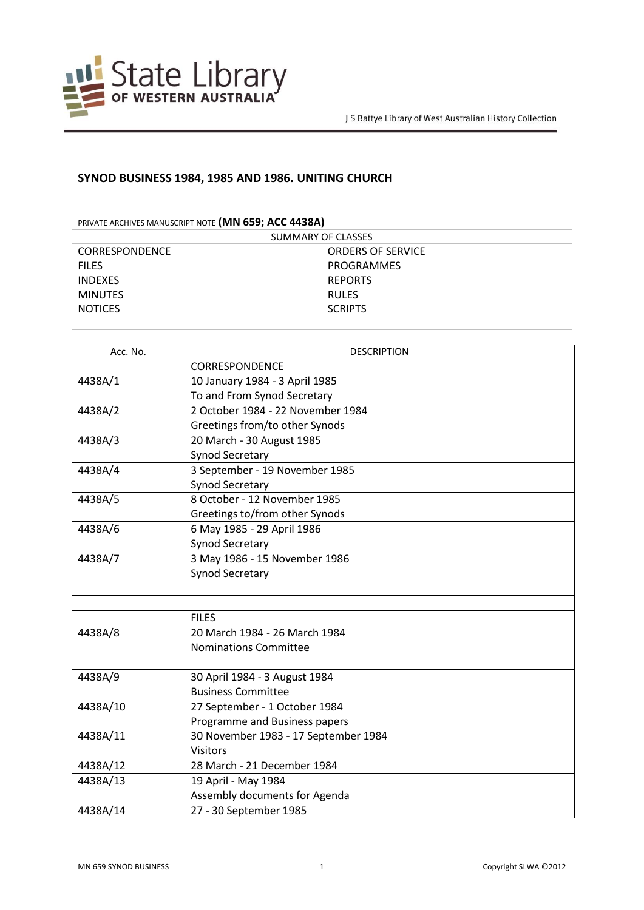State Library OF WESTERN AUSTRALIA

J S Battye Library of West Australian History Collection

## SYNOD BUSINESS 1984, 1985 AND 1986. UNITING CHURCH

PRIVATE ARCHIVES MANUSCRIPT NOTE **(MN 659; ACC 4438A)**

| SUMMARY OF CLASSES | |
|---|---|
| CORRESPONDENCE | ORDERS OF SERVICE |
| FILES | PROGRAMMES |
| INDEXES | REPORTS |
| MINUTES | RULES |
| NOTICES | SCRIPTS |

| Acc. No. | DESCRIPTION |
|---|---|
| | CORRESPONDENCE |
| 4438A/1 | 10 January 1984 - 3 April 1985<br>To and From Synod Secretary |
| 4438A/2 | 2 October 1984 - 22 November 1984<br>Greetings from/to other Synods |
| 4438A/3 | 20 March - 30 August 1985<br>Synod Secretary |
| 4438A/4 | 3 September - 19 November 1985<br>Synod Secretary |
| 4438A/5 | 8 October - 12 November 1985<br>Greetings to/from other Synods |
| 4438A/6 | 6 May 1985 - 29 April 1986<br>Synod Secretary |
| 4438A/7 | 3 May 1986 - 15 November 1986<br>Synod Secretary |
| | |
| | FILES |
| 4438A/8 | 20 March 1984 - 26 March 1984<br>Nominations Committee |
| 4438A/9 | 30 April 1984 - 3 August 1984<br>Business Committee |
| 4438A/10 | 27 September - 1 October 1984<br>Programme and Business papers |
| 4438A/11 | 30 November 1983 - 17 September 1984<br>Visitors |
| 4438A/12 | 28 March - 21 December 1984 |
| 4438A/13 | 19 April - May 1984<br>Assembly documents for Agenda |
| 4438A/14 | 27 - 30 September 1985 |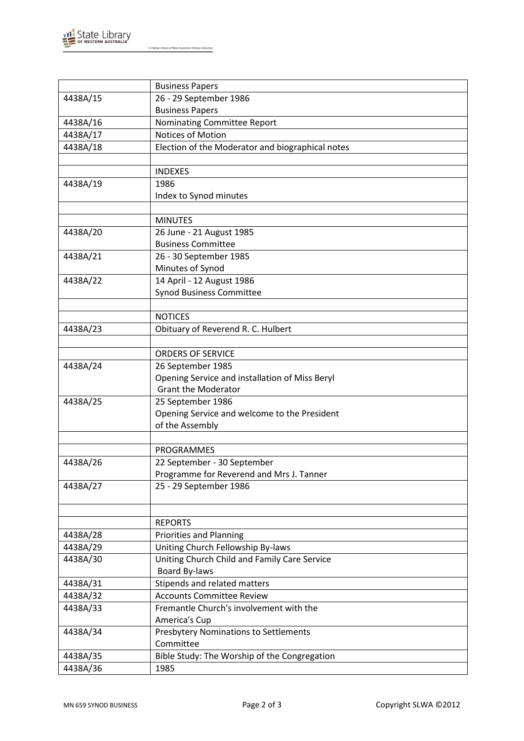|  |  |
|---|---|
|  | Business Papers |
| 4438A/15 | 26 - 29 September 1986<br>Business Papers |
| 4438A/16 | Nominating Committee Report |
| 4438A/17 | Notices of Motion |
| 4438A/18 | Election of the Moderator and biographical notes |
|  |  |
|  | INDEXES |
| 4438A/19 | 1986<br>Index to Synod minutes |
|  |  |
|  | MINUTES |
| 4438A/20 | 26 June - 21 August 1985<br>Business Committee |
| 4438A/21 | 26 - 30 September 1985<br>Minutes of Synod |
| 4438A/22 | 14 April - 12 August 1986<br>Synod Business Committee |
|  |  |
|  | NOTICES |
| 4438A/23 | Obituary of Reverend R. C. Hulbert |
|  |  |
|  | ORDERS OF SERVICE |
| 4438A/24 | 26 September 1985<br>Opening Service and installation of Miss Beryl Grant the Moderator |
| 4438A/25 | 25 September 1986<br>Opening Service and welcome to the President of the Assembly |
|  |  |
|  | PROGRAMMES |
| 4438A/26 | 22 September - 30 September<br>Programme for Reverend and Mrs J. Tanner |
| 4438A/27 | 25 - 29 September 1986 |
|  |  |
|  | REPORTS |
| 4438A/28 | Priorities and Planning |
| 4438A/29 | Uniting Church Fellowship By-laws |
| 4438A/30 | Uniting Church Child and Family Care Service Board By-laws |
| 4438A/31 | Stipends and related matters |
| 4438A/32 | Accounts Committee Review |
| 4438A/33 | Fremantle Church's involvement with the America's Cup |
| 4438A/34 | Presbytery Nominations to Settlements Committee |
| 4438A/35 | Bible Study: The Worship of the Congregation |
| 4438A/36 | 1985 |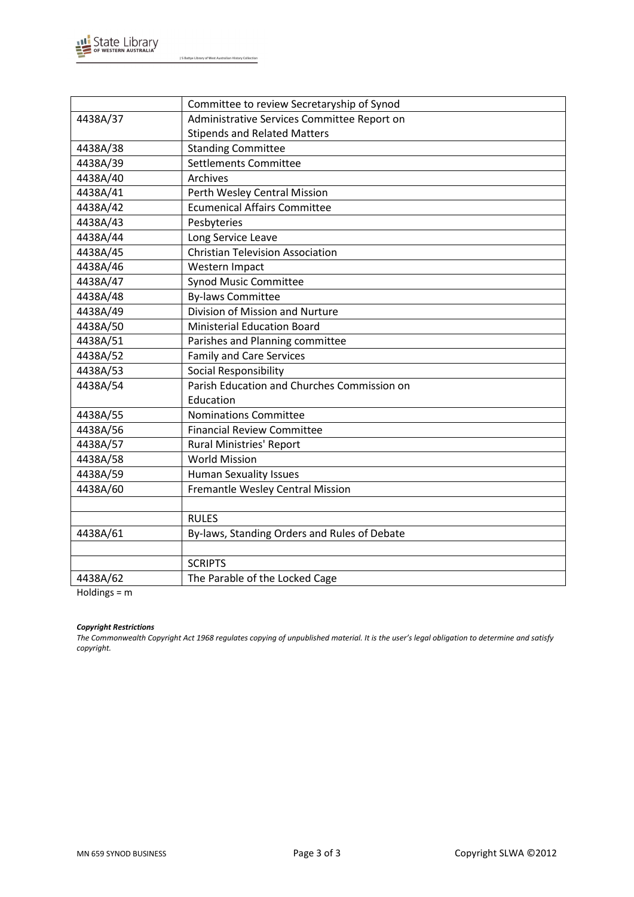| | |
|---|---|
| | Committee to review Secretaryship of Synod |
| 4438A/37 | Administrative Services Committee Report on Stipends and Related Matters |
| 4438A/38 | Standing Committee |
| 4438A/39 | Settlements Committee |
| 4438A/40 | Archives |
| 4438A/41 | Perth Wesley Central Mission |
| 4438A/42 | Ecumenical Affairs Committee |
| 4438A/43 | Pesbyteries |
| 4438A/44 | Long Service Leave |
| 4438A/45 | Christian Television Association |
| 4438A/46 | Western Impact |
| 4438A/47 | Synod Music Committee |
| 4438A/48 | By-laws Committee |
| 4438A/49 | Division of Mission and Nurture |
| 4438A/50 | Ministerial Education Board |
| 4438A/51 | Parishes and Planning committee |
| 4438A/52 | Family and Care Services |
| 4438A/53 | Social Responsibility |
| 4438A/54 | Parish Education and Churches Commission on Education |
| 4438A/55 | Nominations Committee |
| 4438A/56 | Financial Review Committee |
| 4438A/57 | Rural Ministries' Report |
| 4438A/58 | World Mission |
| 4438A/59 | Human Sexuality Issues |
| 4438A/60 | Fremantle Wesley Central Mission |
| | |
| | RULES |
| 4438A/61 | By-laws, Standing Orders and Rules of Debate |
| | |
| | SCRIPTS |
| 4438A/62 | The Parable of the Locked Cage |

Holdings = m

***Copyright Restrictions***

*The Commonwealth Copyright Act 1968 regulates copying of unpublished material. It is the user's legal obligation to determine and satisfy copyright.*